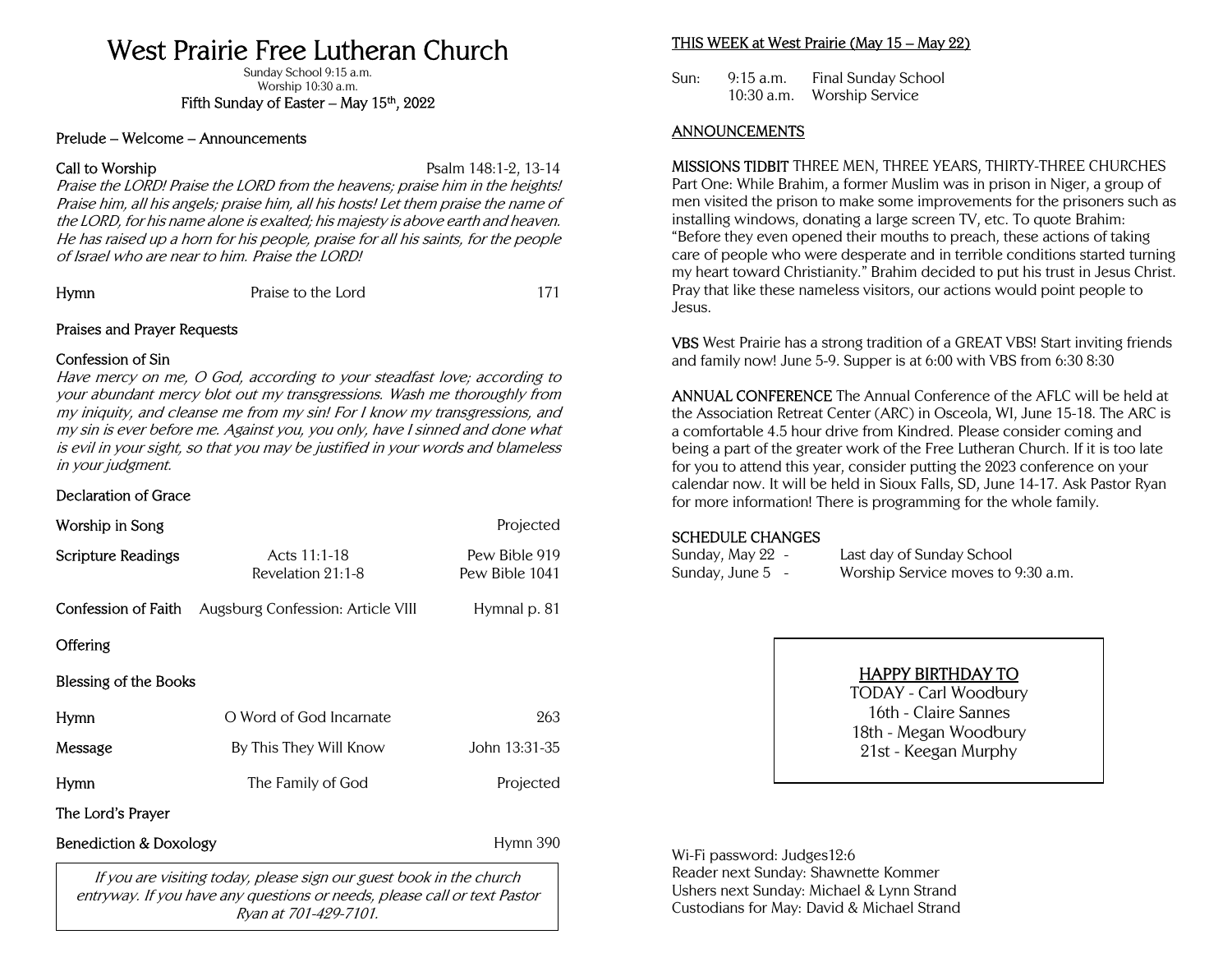# West Prairie Free Lutheran Church

Sunday School 9:15 a.m.
Worship 10:30 a.m.
Fifth Sunday of Easter – May 15th, 2022

**Prelude – Welcome – Announcements**

**Call to Worship** — Psalm 148:1-2, 13-14

*Praise the LORD! Praise the LORD from the heavens; praise him in the heights! Praise him, all his angels; praise him, all his hosts! Let them praise the name of the LORD, for his name alone is exalted; his majesty is above earth and heaven. He has raised up a horn for his people, praise for all his saints, for the people of Israel who are near to him. Praise the LORD!*

**Hymn** — Praise to the Lord — 171

**Praises and Prayer Requests**

**Confession of Sin**

*Have mercy on me, O God, according to your steadfast love; according to your abundant mercy blot out my transgressions. Wash me thoroughly from my iniquity, and cleanse me from my sin! For I know my transgressions, and my sin is ever before me. Against you, you only, have I sinned and done what is evil in your sight, so that you may be justified in your words and blameless in your judgment.*

**Declaration of Grace**

**Worship in Song** — Projected

**Scripture Readings** — Acts 11:1-18 — Pew Bible 919
Revelation 21:1-8 — Pew Bible 1041

**Confession of Faith** — Augsburg Confession: Article VIII — Hymnal p. 81

**Offering**

**Blessing of the Books**

**Hymn** — O Word of God Incarnate — 263

**Message** — By This They Will Know — John 13:31-35

**Hymn** — The Family of God — Projected

**The Lord's Prayer**

**Benediction & Doxology** — Hymn 390

*If you are visiting today, please sign our guest book in the church entryway. If you have any questions or needs, please call or text Pastor Ryan at 701-429-7101.*

## THIS WEEK at West Prairie (May 15 – May 22)

Sun: 9:15 a.m. Final Sunday School
10:30 a.m. Worship Service

## ANNOUNCEMENTS

**MISSIONS TIDBIT** THREE MEN, THREE YEARS, THIRTY-THREE CHURCHES Part One: While Brahim, a former Muslim was in prison in Niger, a group of men visited the prison to make some improvements for the prisoners such as installing windows, donating a large screen TV, etc. To quote Brahim: "Before they even opened their mouths to preach, these actions of taking care of people who were desperate and in terrible conditions started turning my heart toward Christianity." Brahim decided to put his trust in Jesus Christ. Pray that like these nameless visitors, our actions would point people to Jesus.

**VBS** West Prairie has a strong tradition of a GREAT VBS! Start inviting friends and family now! June 5-9. Supper is at 6:00 with VBS from 6:30 8:30

**ANNUAL CONFERENCE** The Annual Conference of the AFLC will be held at the Association Retreat Center (ARC) in Osceola, WI, June 15-18. The ARC is a comfortable 4.5 hour drive from Kindred. Please consider coming and being a part of the greater work of the Free Lutheran Church. If it is too late for you to attend this year, consider putting the 2023 conference on your calendar now. It will be held in Sioux Falls, SD, June 14-17. Ask Pastor Ryan for more information! There is programming for the whole family.

**SCHEDULE CHANGES**
Sunday, May 22 - Last day of Sunday School
Sunday, June 5 - Worship Service moves to 9:30 a.m.

**HAPPY BIRTHDAY TO**
TODAY - Carl Woodbury
16th - Claire Sannes
18th - Megan Woodbury
21st - Keegan Murphy

Wi-Fi password: Judges12:6
Reader next Sunday: Shawnette Kommer
Ushers next Sunday: Michael & Lynn Strand
Custodians for May: David & Michael Strand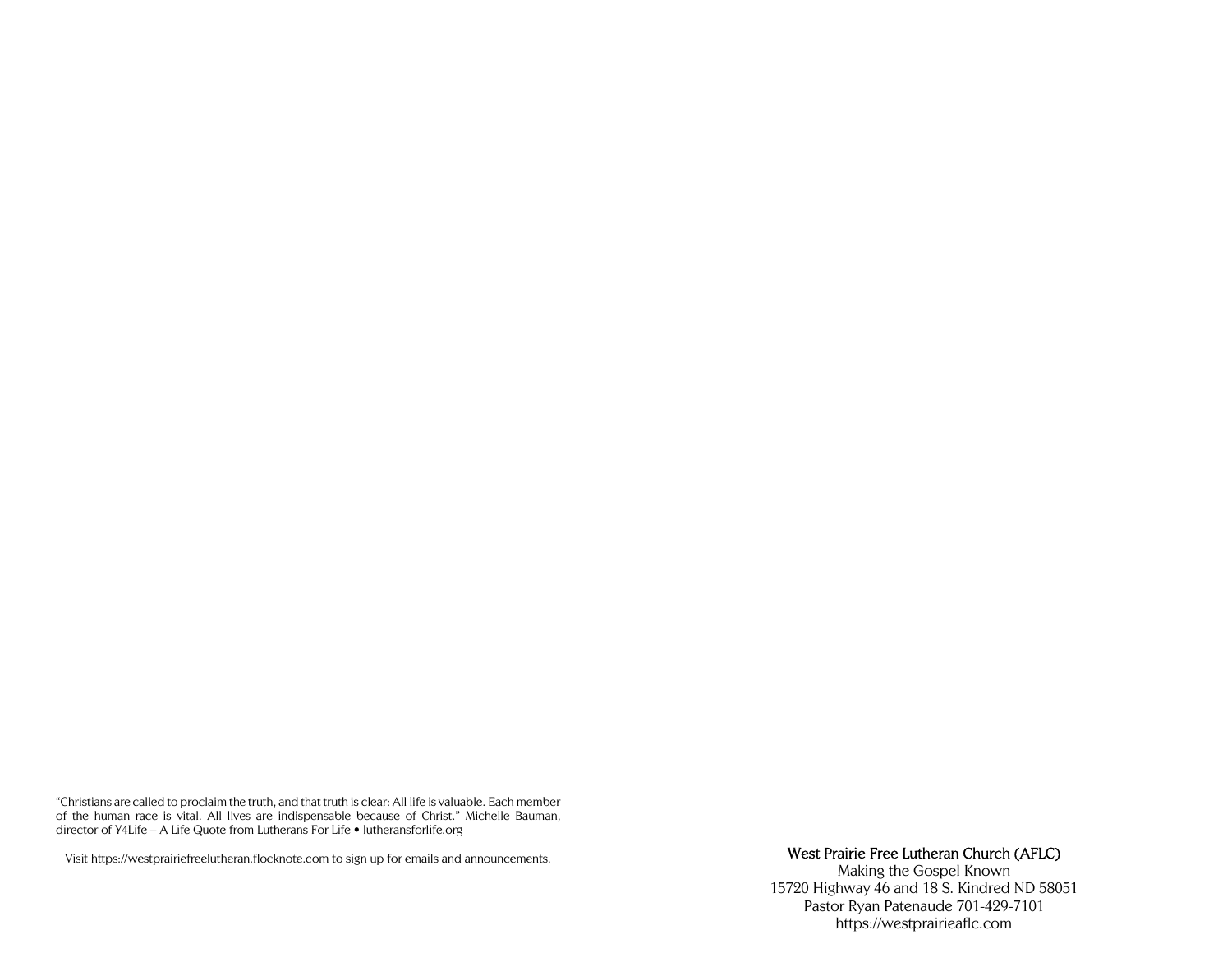"Christians are called to proclaim the truth, and that truth is clear: All life is valuable. Each member of the human race is vital. All lives are indispensable because of Christ." Michelle Bauman, director of Y4Life – A Life Quote from Lutherans For Life • lutheransforlife.org

Visit https://westprairiefreelutheran.flocknote.com to sign up for emails and announcements.

West Prairie Free Lutheran Church (AFLC)
Making the Gospel Known
15720 Highway 46 and 18 S. Kindred ND 58051
Pastor Ryan Patenaude 701-429-7101
https://westprairieaflc.com